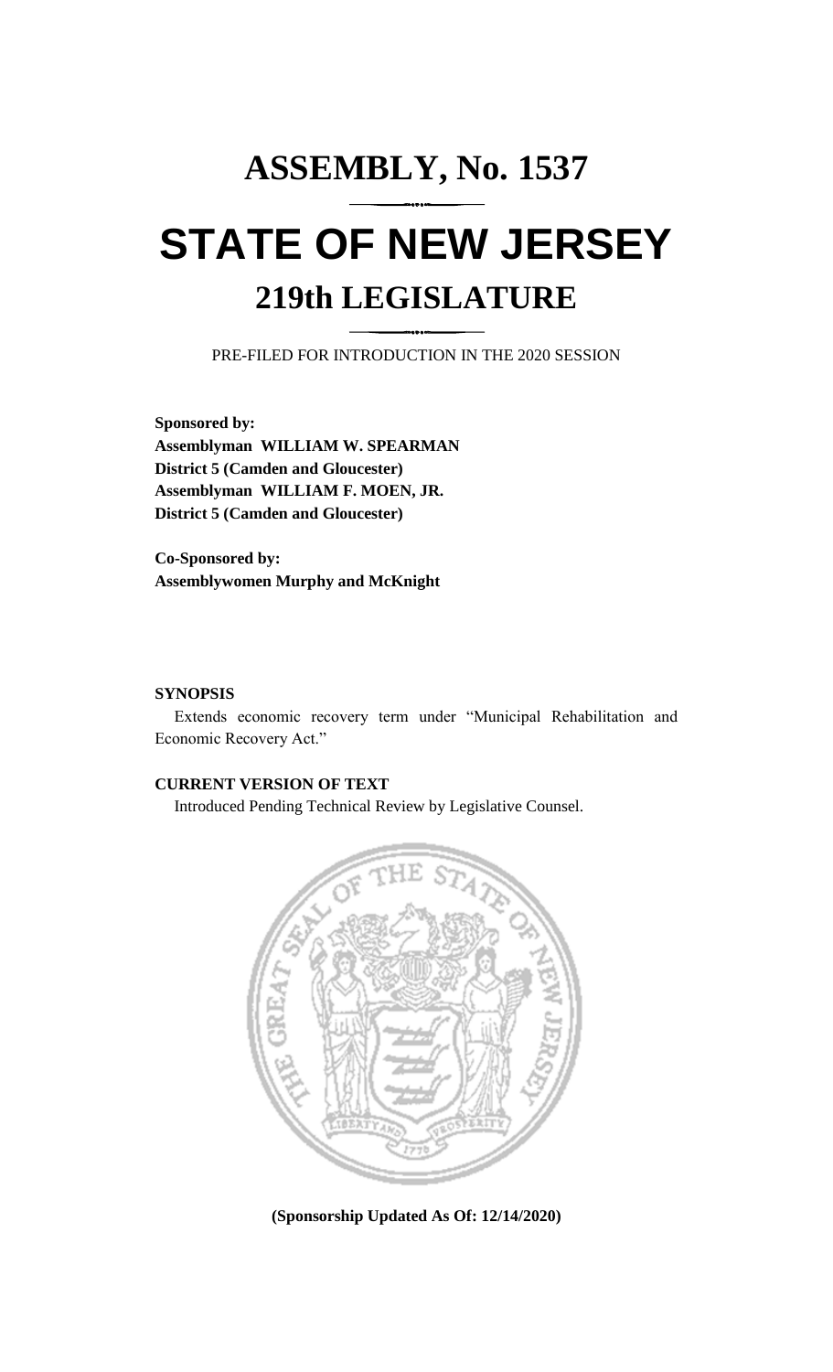# ASSEMBLY, No. 1537

# STATE OF NEW JERSEY

## 219th LEGISLATURE

PRE-FILED FOR INTRODUCTION IN THE 2020 SESSION

**Sponsored by:**
**Assemblyman WILLIAM W. SPEARMAN**
**District 5 (Camden and Gloucester)**
**Assemblyman WILLIAM F. MOEN, JR.**
**District 5 (Camden and Gloucester)**

**Co-Sponsored by:**
**Assemblywomen Murphy and McKnight**

**SYNOPSIS**

Extends economic recovery term under "Municipal Rehabilitation and Economic Recovery Act."

**CURRENT VERSION OF TEXT**

Introduced Pending Technical Review by Legislative Counsel.

**(Sponsorship Updated As Of: 12/14/2020)**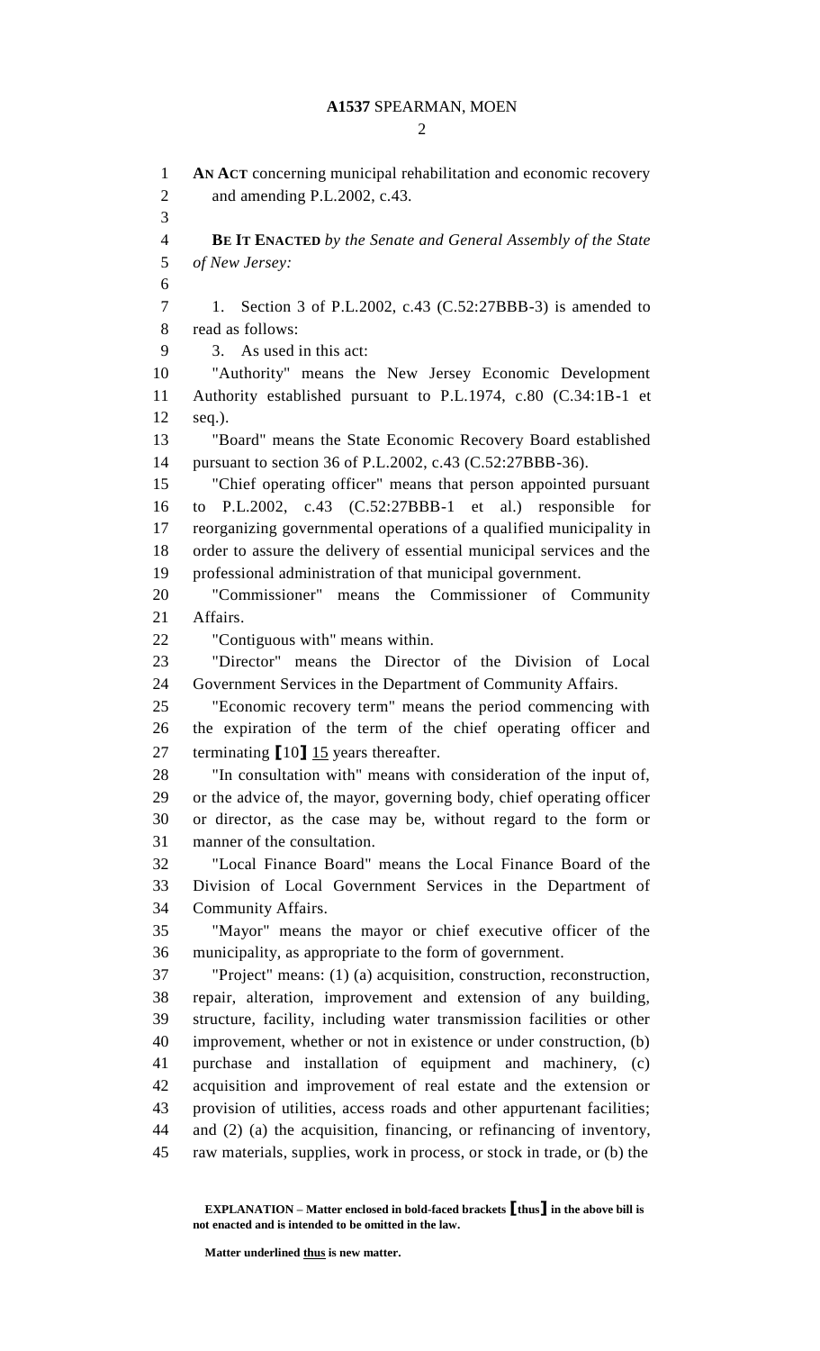**AN ACT** concerning municipal rehabilitation and economic recovery and amending P.L.2002, c.43.

**BE IT ENACTED** *by the Senate and General Assembly of the State of New Jersey:*

1. Section 3 of P.L.2002, c.43 (C.52:27BBB-3) is amended to read as follows:

3. As used in this act:

"Authority" means the New Jersey Economic Development Authority established pursuant to P.L.1974, c.80 (C.34:1B-1 et seq.).

"Board" means the State Economic Recovery Board established pursuant to section 36 of P.L.2002, c.43 (C.52:27BBB-36).

"Chief operating officer" means that person appointed pursuant to P.L.2002, c.43 (C.52:27BBB-1 et al.) responsible for reorganizing governmental operations of a qualified municipality in order to assure the delivery of essential municipal services and the professional administration of that municipal government.

"Commissioner" means the Commissioner of Community Affairs.

"Contiguous with" means within.

"Director" means the Director of the Division of Local Government Services in the Department of Community Affairs.

"Economic recovery term" means the period commencing with the expiration of the term of the chief operating officer and terminating **[**10**]** <u>15</u> years thereafter.

"In consultation with" means with consideration of the input of, or the advice of, the mayor, governing body, chief operating officer or director, as the case may be, without regard to the form or manner of the consultation.

"Local Finance Board" means the Local Finance Board of the Division of Local Government Services in the Department of Community Affairs.

"Mayor" means the mayor or chief executive officer of the municipality, as appropriate to the form of government.

"Project" means: (1) (a) acquisition, construction, reconstruction, repair, alteration, improvement and extension of any building, structure, facility, including water transmission facilities or other improvement, whether or not in existence or under construction, (b) purchase and installation of equipment and machinery, (c) acquisition and improvement of real estate and the extension or provision of utilities, access roads and other appurtenant facilities; and (2) (a) the acquisition, financing, or refinancing of inventory, raw materials, supplies, work in process, or stock in trade, or (b) the

**EXPLANATION – Matter enclosed in bold-faced brackets [thus] in the above bill is not enacted and is intended to be omitted in the law.**

**Matter underlined <u>thus</u> is new matter.**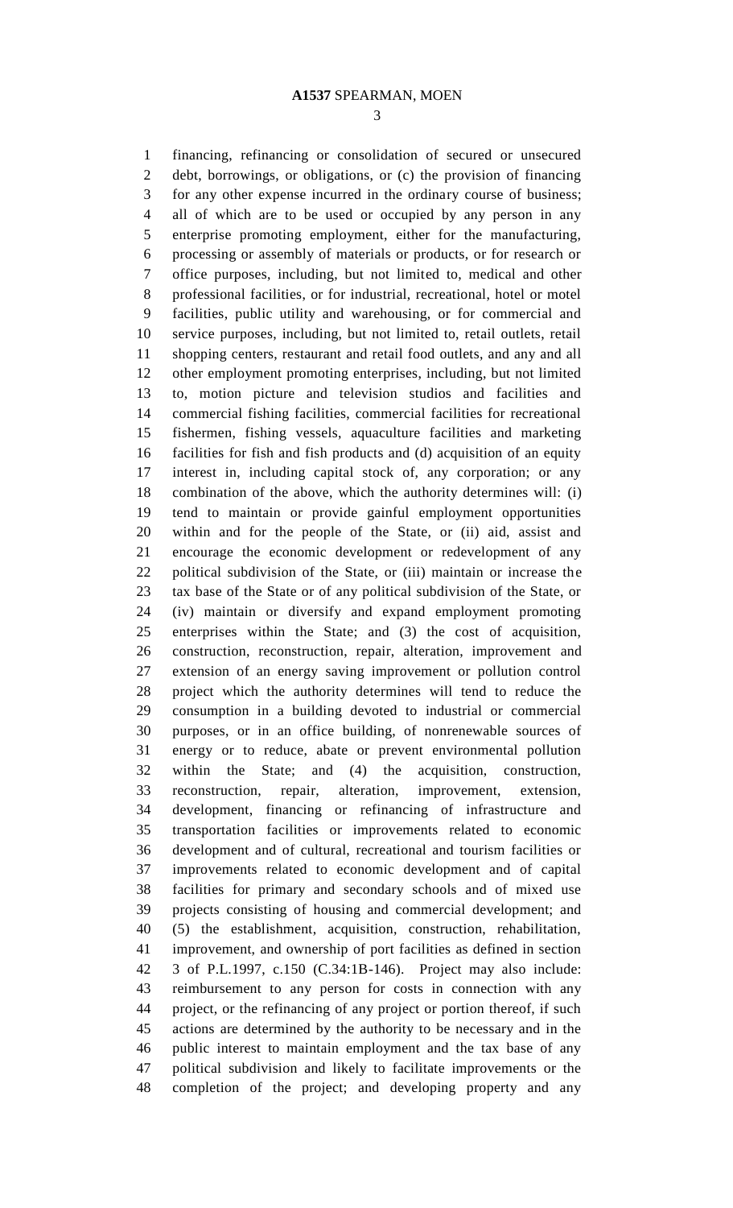financing, refinancing or consolidation of secured or unsecured debt, borrowings, or obligations, or (c) the provision of financing for any other expense incurred in the ordinary course of business; all of which are to be used or occupied by any person in any enterprise promoting employment, either for the manufacturing, processing or assembly of materials or products, or for research or office purposes, including, but not limited to, medical and other professional facilities, or for industrial, recreational, hotel or motel facilities, public utility and warehousing, or for commercial and service purposes, including, but not limited to, retail outlets, retail shopping centers, restaurant and retail food outlets, and any and all other employment promoting enterprises, including, but not limited to, motion picture and television studios and facilities and commercial fishing facilities, commercial facilities for recreational fishermen, fishing vessels, aquaculture facilities and marketing facilities for fish and fish products and (d) acquisition of an equity interest in, including capital stock of, any corporation; or any combination of the above, which the authority determines will: (i) tend to maintain or provide gainful employment opportunities within and for the people of the State, or (ii) aid, assist and encourage the economic development or redevelopment of any political subdivision of the State, or (iii) maintain or increase the tax base of the State or of any political subdivision of the State, or (iv) maintain or diversify and expand employment promoting enterprises within the State; and (3) the cost of acquisition, construction, reconstruction, repair, alteration, improvement and extension of an energy saving improvement or pollution control project which the authority determines will tend to reduce the consumption in a building devoted to industrial or commercial purposes, or in an office building, of nonrenewable sources of energy or to reduce, abate or prevent environmental pollution within the State; and (4) the acquisition, construction, reconstruction, repair, alteration, improvement, extension, development, financing or refinancing of infrastructure and transportation facilities or improvements related to economic development and of cultural, recreational and tourism facilities or improvements related to economic development and of capital facilities for primary and secondary schools and of mixed use projects consisting of housing and commercial development; and (5) the establishment, acquisition, construction, rehabilitation, improvement, and ownership of port facilities as defined in section 3 of P.L.1997, c.150 (C.34:1B-146). Project may also include: reimbursement to any person for costs in connection with any project, or the refinancing of any project or portion thereof, if such actions are determined by the authority to be necessary and in the public interest to maintain employment and the tax base of any political subdivision and likely to facilitate improvements or the completion of the project; and developing property and any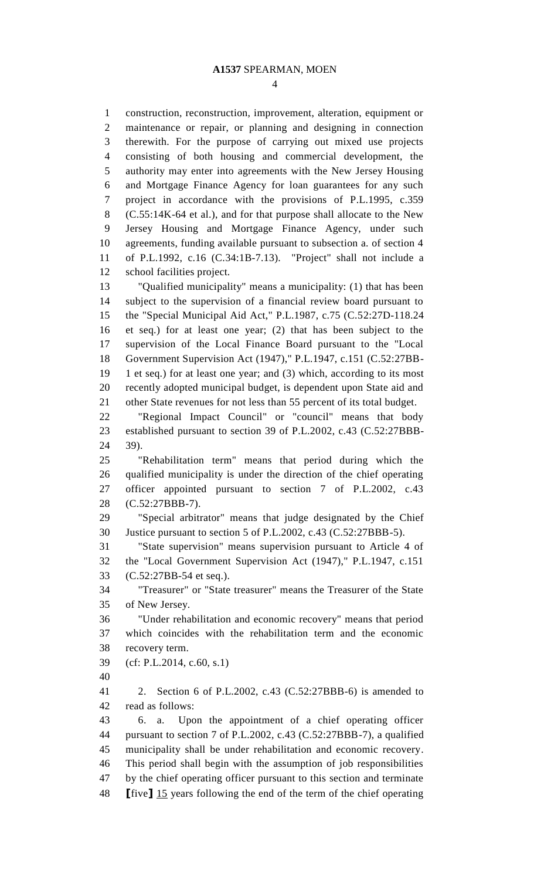construction, reconstruction, improvement, alteration, equipment or maintenance or repair, or planning and designing in connection therewith. For the purpose of carrying out mixed use projects consisting of both housing and commercial development, the authority may enter into agreements with the New Jersey Housing and Mortgage Finance Agency for loan guarantees for any such project in accordance with the provisions of P.L.1995, c.359 (C.55:14K-64 et al.), and for that purpose shall allocate to the New Jersey Housing and Mortgage Finance Agency, under such agreements, funding available pursuant to subsection a. of section 4 of P.L.1992, c.16 (C.34:1B-7.13). "Project" shall not include a school facilities project.

"Qualified municipality" means a municipality: (1) that has been subject to the supervision of a financial review board pursuant to the "Special Municipal Aid Act," P.L.1987, c.75 (C.52:27D-118.24 et seq.) for at least one year; (2) that has been subject to the supervision of the Local Finance Board pursuant to the "Local Government Supervision Act (1947)," P.L.1947, c.151 (C.52:27BB-1 et seq.) for at least one year; and (3) which, according to its most recently adopted municipal budget, is dependent upon State aid and other State revenues for not less than 55 percent of its total budget.

"Regional Impact Council" or "council" means that body established pursuant to section 39 of P.L.2002, c.43 (C.52:27BBB-39).

"Rehabilitation term" means that period during which the qualified municipality is under the direction of the chief operating officer appointed pursuant to section 7 of P.L.2002, c.43 (C.52:27BBB-7).

"Special arbitrator" means that judge designated by the Chief Justice pursuant to section 5 of P.L.2002, c.43 (C.52:27BBB-5).

"State supervision" means supervision pursuant to Article 4 of the "Local Government Supervision Act (1947)," P.L.1947, c.151 (C.52:27BB-54 et seq.).

"Treasurer" or "State treasurer" means the Treasurer of the State of New Jersey.

"Under rehabilitation and economic recovery" means that period which coincides with the rehabilitation term and the economic recovery term.

(cf: P.L.2014, c.60, s.1)

2. Section 6 of P.L.2002, c.43 (C.52:27BBB-6) is amended to read as follows:

6. a. Upon the appointment of a chief operating officer pursuant to section 7 of P.L.2002, c.43 (C.52:27BBB-7), a qualified municipality shall be under rehabilitation and economic recovery. This period shall begin with the assumption of job responsibilities by the chief operating officer pursuant to this section and terminate [five] 15 years following the end of the term of the chief operating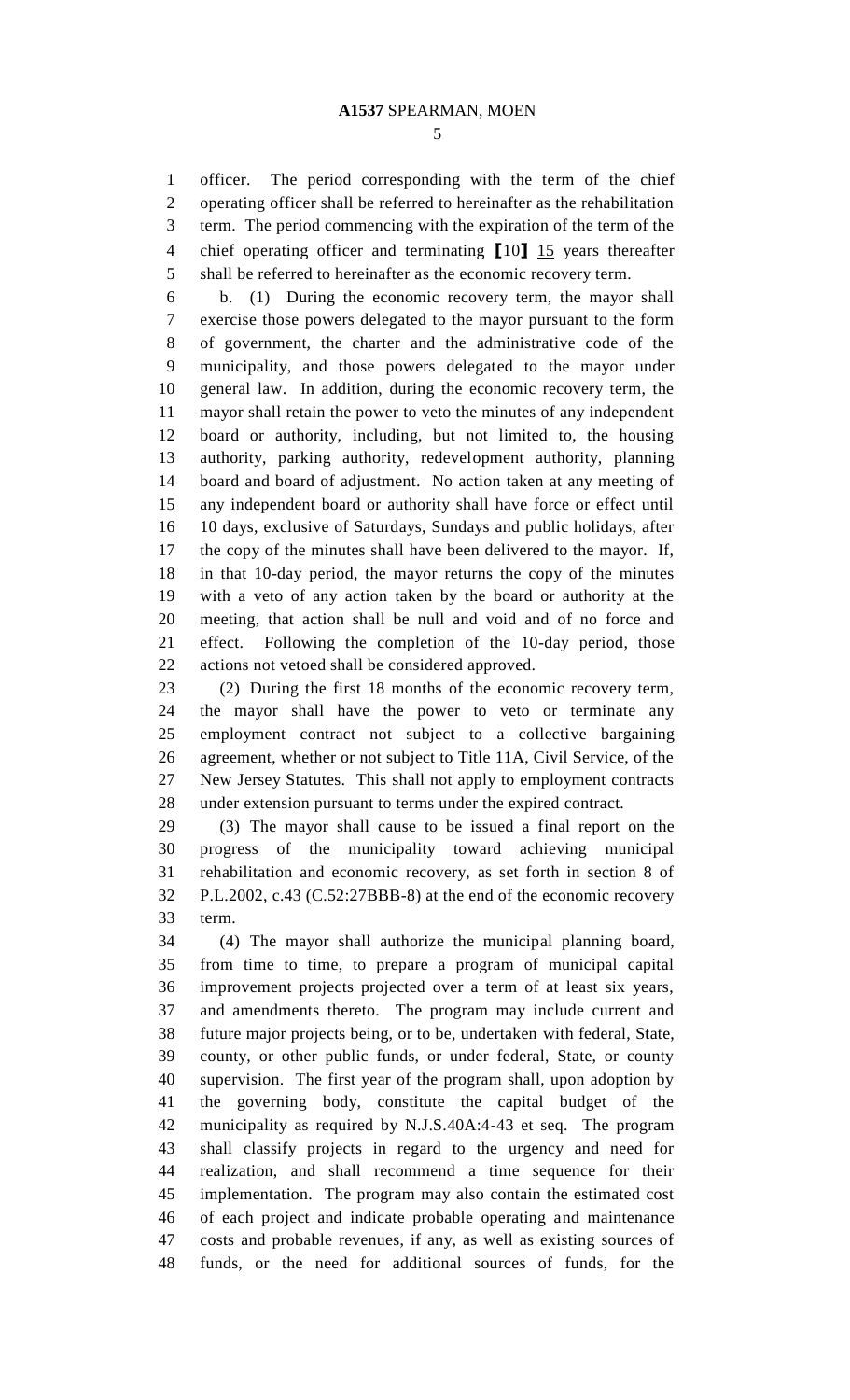officer. The period corresponding with the term of the chief operating officer shall be referred to hereinafter as the rehabilitation term. The period commencing with the expiration of the term of the chief operating officer and terminating [10] 15 years thereafter shall be referred to hereinafter as the economic recovery term.

b. (1) During the economic recovery term, the mayor shall exercise those powers delegated to the mayor pursuant to the form of government, the charter and the administrative code of the municipality, and those powers delegated to the mayor under general law. In addition, during the economic recovery term, the mayor shall retain the power to veto the minutes of any independent board or authority, including, but not limited to, the housing authority, parking authority, redevelopment authority, planning board and board of adjustment. No action taken at any meeting of any independent board or authority shall have force or effect until 10 days, exclusive of Saturdays, Sundays and public holidays, after the copy of the minutes shall have been delivered to the mayor. If, in that 10-day period, the mayor returns the copy of the minutes with a veto of any action taken by the board or authority at the meeting, that action shall be null and void and of no force and effect. Following the completion of the 10-day period, those actions not vetoed shall be considered approved.

(2) During the first 18 months of the economic recovery term, the mayor shall have the power to veto or terminate any employment contract not subject to a collective bargaining agreement, whether or not subject to Title 11A, Civil Service, of the New Jersey Statutes. This shall not apply to employment contracts under extension pursuant to terms under the expired contract.

(3) The mayor shall cause to be issued a final report on the progress of the municipality toward achieving municipal rehabilitation and economic recovery, as set forth in section 8 of P.L.2002, c.43 (C.52:27BBB-8) at the end of the economic recovery term.

(4) The mayor shall authorize the municipal planning board, from time to time, to prepare a program of municipal capital improvement projects projected over a term of at least six years, and amendments thereto. The program may include current and future major projects being, or to be, undertaken with federal, State, county, or other public funds, or under federal, State, or county supervision. The first year of the program shall, upon adoption by the governing body, constitute the capital budget of the municipality as required by N.J.S.40A:4-43 et seq. The program shall classify projects in regard to the urgency and need for realization, and shall recommend a time sequence for their implementation. The program may also contain the estimated cost of each project and indicate probable operating and maintenance costs and probable revenues, if any, as well as existing sources of funds, or the need for additional sources of funds, for the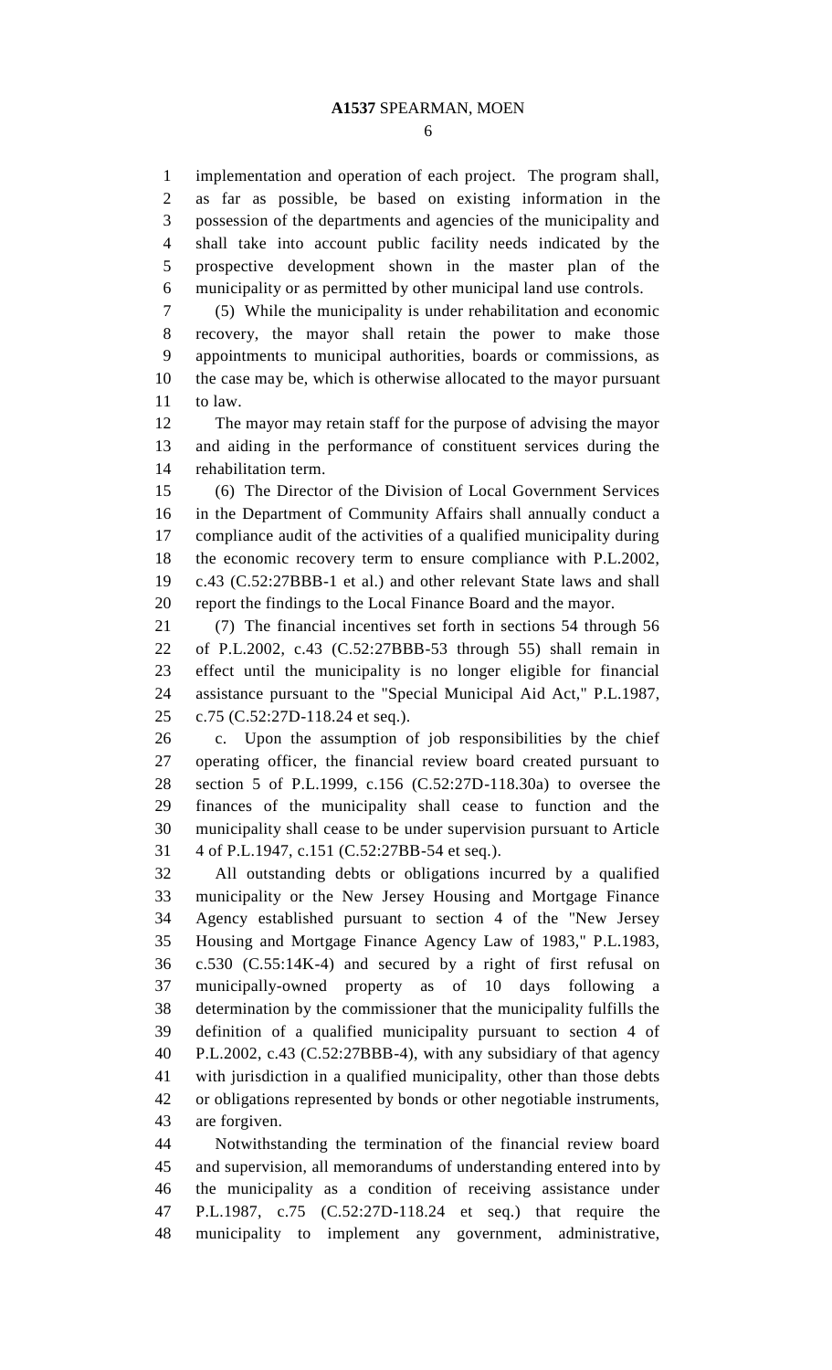implementation and operation of each project. The program shall, as far as possible, be based on existing information in the possession of the departments and agencies of the municipality and shall take into account public facility needs indicated by the prospective development shown in the master plan of the municipality or as permitted by other municipal land use controls.

(5) While the municipality is under rehabilitation and economic recovery, the mayor shall retain the power to make those appointments to municipal authorities, boards or commissions, as the case may be, which is otherwise allocated to the mayor pursuant to law.

The mayor may retain staff for the purpose of advising the mayor and aiding in the performance of constituent services during the rehabilitation term.

(6) The Director of the Division of Local Government Services in the Department of Community Affairs shall annually conduct a compliance audit of the activities of a qualified municipality during the economic recovery term to ensure compliance with P.L.2002, c.43 (C.52:27BBB-1 et al.) and other relevant State laws and shall report the findings to the Local Finance Board and the mayor.

(7) The financial incentives set forth in sections 54 through 56 of P.L.2002, c.43 (C.52:27BBB-53 through 55) shall remain in effect until the municipality is no longer eligible for financial assistance pursuant to the "Special Municipal Aid Act," P.L.1987, c.75 (C.52:27D-118.24 et seq.).

c. Upon the assumption of job responsibilities by the chief operating officer, the financial review board created pursuant to section 5 of P.L.1999, c.156 (C.52:27D-118.30a) to oversee the finances of the municipality shall cease to function and the municipality shall cease to be under supervision pursuant to Article 4 of P.L.1947, c.151 (C.52:27BB-54 et seq.).

All outstanding debts or obligations incurred by a qualified municipality or the New Jersey Housing and Mortgage Finance Agency established pursuant to section 4 of the "New Jersey Housing and Mortgage Finance Agency Law of 1983," P.L.1983, c.530 (C.55:14K-4) and secured by a right of first refusal on municipally-owned property as of 10 days following a determination by the commissioner that the municipality fulfills the definition of a qualified municipality pursuant to section 4 of P.L.2002, c.43 (C.52:27BBB-4), with any subsidiary of that agency with jurisdiction in a qualified municipality, other than those debts or obligations represented by bonds or other negotiable instruments, are forgiven.

Notwithstanding the termination of the financial review board and supervision, all memorandums of understanding entered into by the municipality as a condition of receiving assistance under P.L.1987, c.75 (C.52:27D-118.24 et seq.) that require the municipality to implement any government, administrative,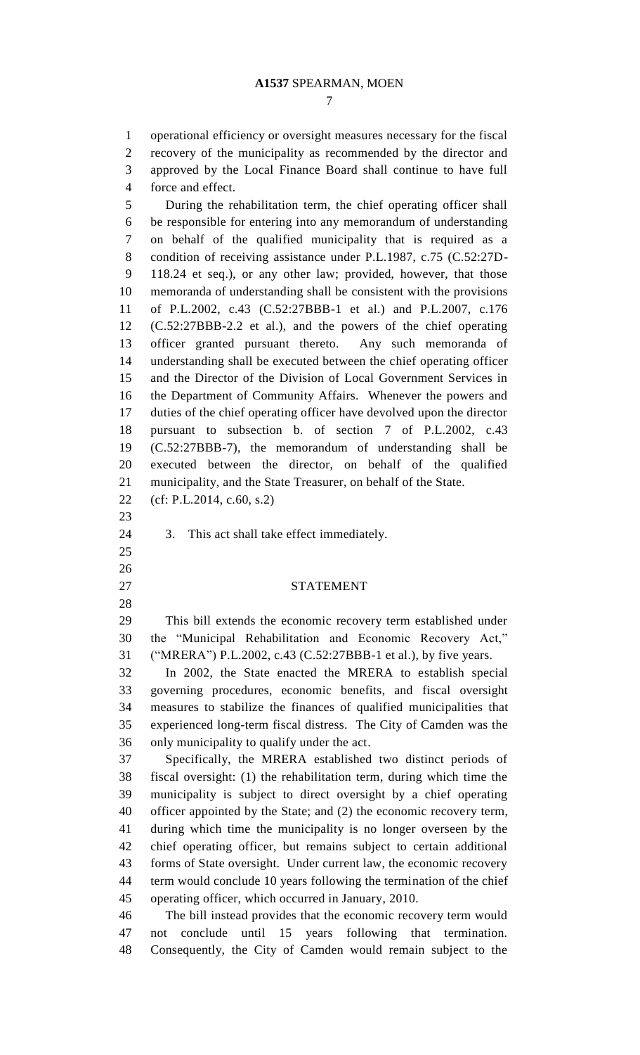operational efficiency or oversight measures necessary for the fiscal recovery of the municipality as recommended by the director and approved by the Local Finance Board shall continue to have full force and effect.

During the rehabilitation term, the chief operating officer shall be responsible for entering into any memorandum of understanding on behalf of the qualified municipality that is required as a condition of receiving assistance under P.L.1987, c.75 (C.52:27D-118.24 et seq.), or any other law; provided, however, that those memoranda of understanding shall be consistent with the provisions of P.L.2002, c.43 (C.52:27BBB-1 et al.) and P.L.2007, c.176 (C.52:27BBB-2.2 et al.), and the powers of the chief operating officer granted pursuant thereto. Any such memoranda of understanding shall be executed between the chief operating officer and the Director of the Division of Local Government Services in the Department of Community Affairs. Whenever the powers and duties of the chief operating officer have devolved upon the director pursuant to subsection b. of section 7 of P.L.2002, c.43 (C.52:27BBB-7), the memorandum of understanding shall be executed between the director, on behalf of the qualified municipality, and the State Treasurer, on behalf of the State.

(cf: P.L.2014, c.60, s.2)

3. This act shall take effect immediately.

## STATEMENT

This bill extends the economic recovery term established under the "Municipal Rehabilitation and Economic Recovery Act," ("MRERA") P.L.2002, c.43 (C.52:27BBB-1 et al.), by five years.

In 2002, the State enacted the MRERA to establish special governing procedures, economic benefits, and fiscal oversight measures to stabilize the finances of qualified municipalities that experienced long-term fiscal distress. The City of Camden was the only municipality to qualify under the act.

Specifically, the MRERA established two distinct periods of fiscal oversight: (1) the rehabilitation term, during which time the municipality is subject to direct oversight by a chief operating officer appointed by the State; and (2) the economic recovery term, during which time the municipality is no longer overseen by the chief operating officer, but remains subject to certain additional forms of State oversight. Under current law, the economic recovery term would conclude 10 years following the termination of the chief operating officer, which occurred in January, 2010.

The bill instead provides that the economic recovery term would not conclude until 15 years following that termination. Consequently, the City of Camden would remain subject to the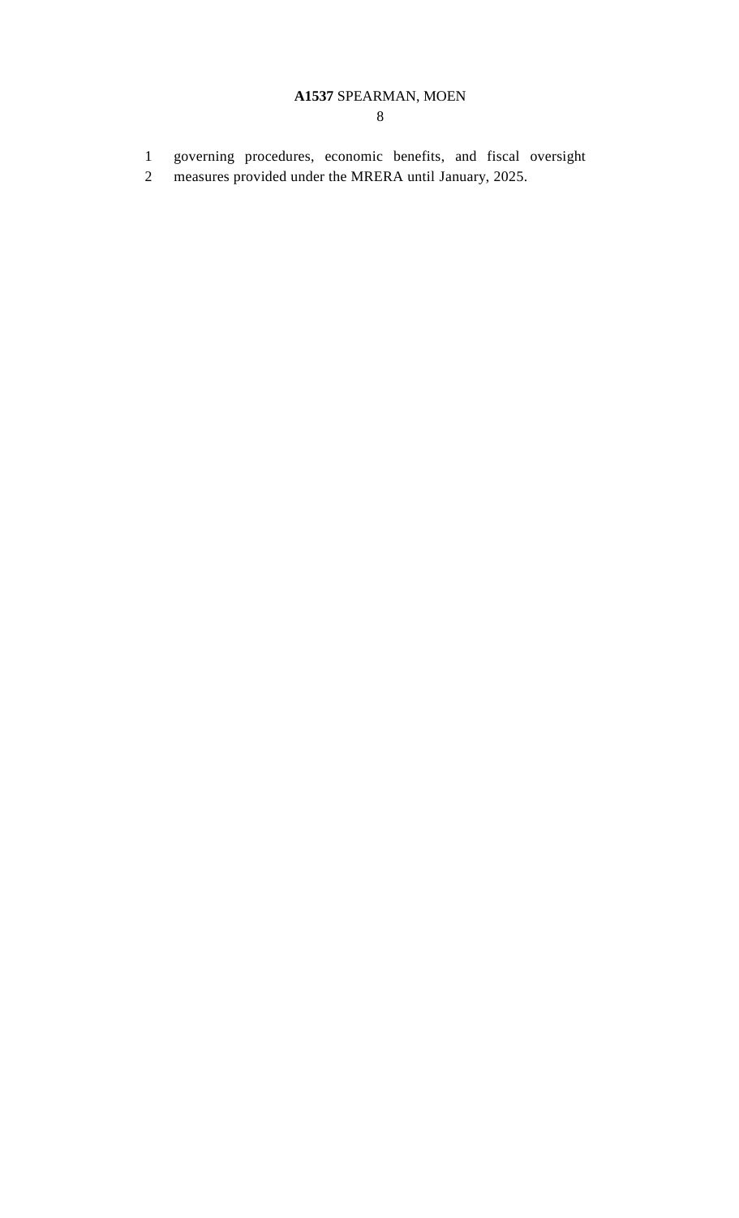governing procedures, economic benefits, and fiscal oversight measures provided under the MRERA until January, 2025.